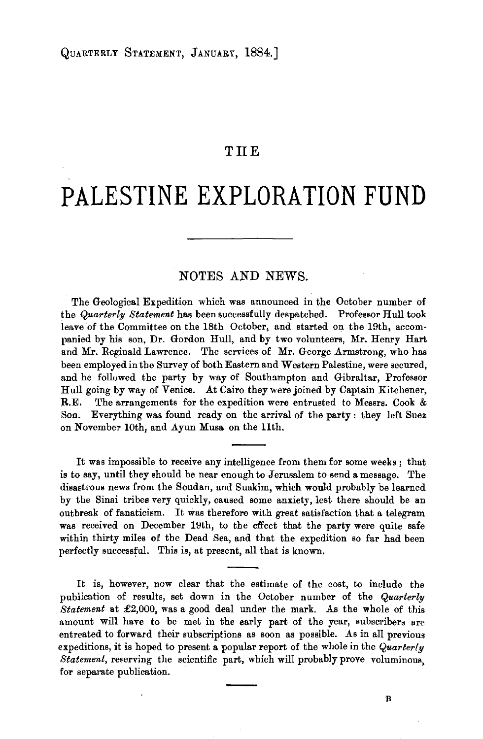# THE

# PALESTINE EXPLORATION FUND

## NOTES AND NEWS.

The Geological Expedition which was announced in the October number of the *Quarterly Statement* has been successfully despatched. Professor Hull took leave of the Committee on the 18th October, and started on the 19th, accompanied by his son, Dr. Gordon Hull, and by two volunteers, Mr. Henry Hart and Mr. Reginald Lawrence. The services of Mr. George Armstrong, who has been employed in the Survey of both Eastern and Western Palestine, were secured, and he followed the party by way of Southampton and Gibraltar, Professor Hull going by way of Venice. At Cairo they were joined by Captain Kitchener, R.E. The arrangements for the expedition were entrusted to Messrs. Cook & Son. Everything was found ready on the arrival of the party: they left Suez on November 10th, and Ayun Musa on the 11th.

---

It was impossible to receive any intelligence from them for some weeks; that is to say, until they should be near enough to Jerusalem to send a message. The disastrous news from the Soudan, and Suakim, which would probably be learned by the Sinai tribes very quickly, caused some anxiety, lest there should be an outbreak of fanaticism. It was therefore with great satisfaction that a telegram was received on December 19th, to the effect that the party were quite safe within thirty miles of the Dead Sea, and that the expedition so far had been perfectly successful. This is, at present, all that is known.

---

It is, however, now clear that the estimate of the cost, to include the publication of results, set down in the October number of the *Quarterly Statement* at £2,000, was a good deal under the mark. As the whole of this amount will have to be met in the early part of the year, subscribers are entreated to forward their subscriptions as soon as possible. As in all previous expeditions, it is hoped to present a popular report of the whole in the *Quarterly Statement*, reserving the scientific part, which will probably prove voluminous, for separate publication.

---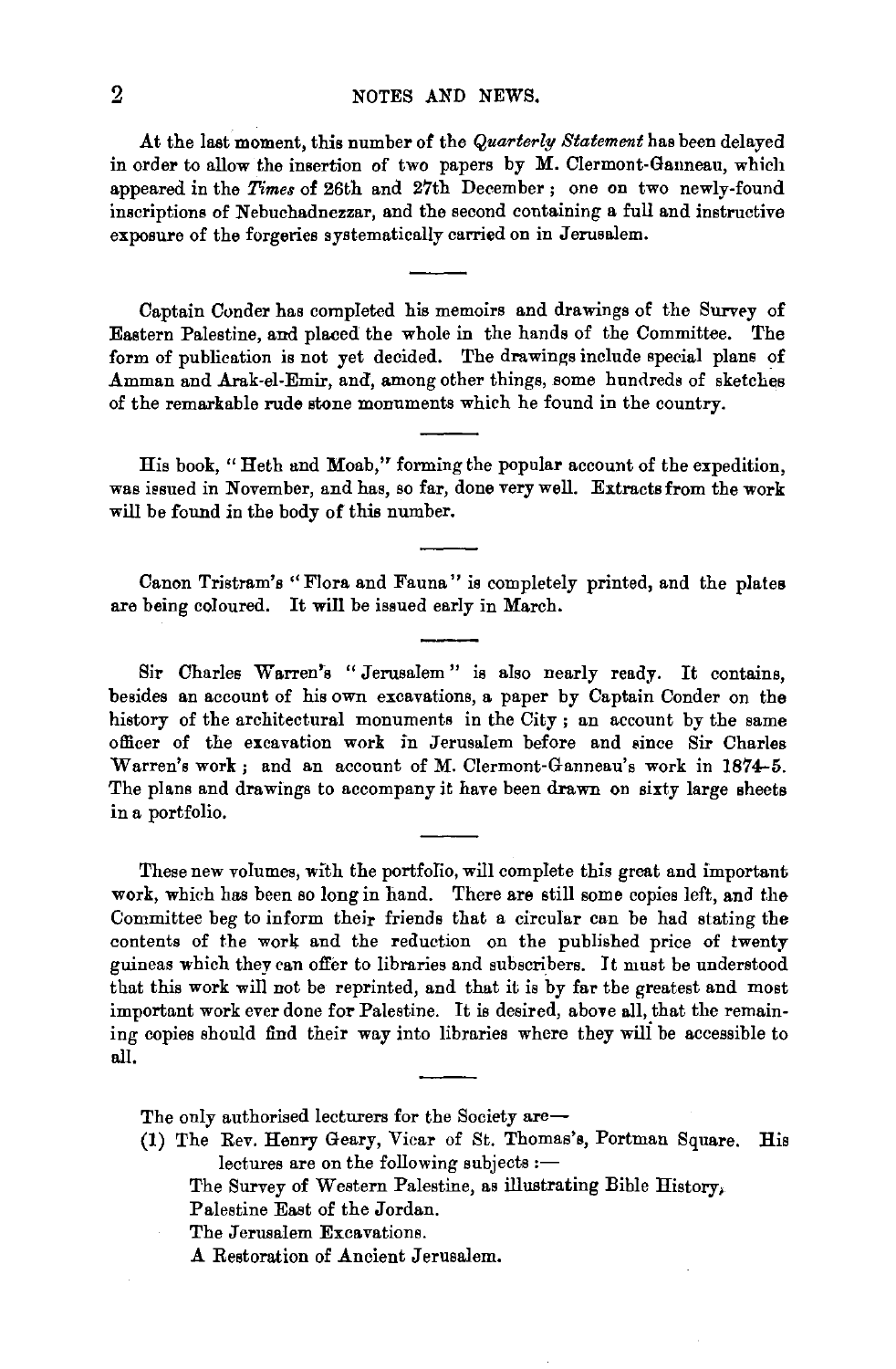At the last moment, this number of the *Quarterly Statement* has been delayed in order to allow the insertion of two papers by M. Clermont-Ganneau, which appeared in the *Times* of 26th and 27th December; one on two newly-found inscriptions of Nebuchadnezzar, and the second containing a full and instructive exposure of the forgeries systematically carried on in Jerusalem.

---

Captain Conder has completed his memoirs and drawings of the Survey of Eastern Palestine, and placed the whole in the hands of the Committee. The form of publication is not yet decided. The drawings include special plans of Amman and Arak-el-Emir, and, among other things, some hundreds of sketches of the remarkable rude stone monuments which he found in the country.

---

His book, "Heth and Moab," forming the popular account of the expedition, was issued in November, and has, so far, done very well. Extracts from the work will be found in the body of this number.

---

Canon Tristram's "Flora and Fauna" is completely printed, and the plates are being coloured. It will be issued early in March.

---

Sir Charles Warren's "Jerusalem" is also nearly ready. It contains, besides an account of his own excavations, a paper by Captain Conder on the history of the architectural monuments in the City; an account by the same officer of the excavation work in Jerusalem before and since Sir Charles Warren's work; and an account of M. Clermont-Ganneau's work in 1874-5. The plans and drawings to accompany it have been drawn on sixty large sheets in a portfolio.

---

These new volumes, with the portfolio, will complete this great and important work, which has been so long in hand. There are still some copies left, and the Committee beg to inform their friends that a circular can be had stating the contents of the work and the reduction on the published price of twenty guineas which they can offer to libraries and subscribers. It must be understood that this work will not be reprinted, and that it is by far the greatest and most important work ever done for Palestine. It is desired, above all, that the remaining copies should find their way into libraries where they will be accessible to all.

---

The only authorised lecturers for the Society are—

(1) The Rev. Henry Geary, Vicar of St. Thomas's, Portman Square. His lectures are on the following subjects :—

The Survey of Western Palestine, as illustrating Bible History.

Palestine East of the Jordan.

The Jerusalem Excavations.

A Restoration of Ancient Jerusalem.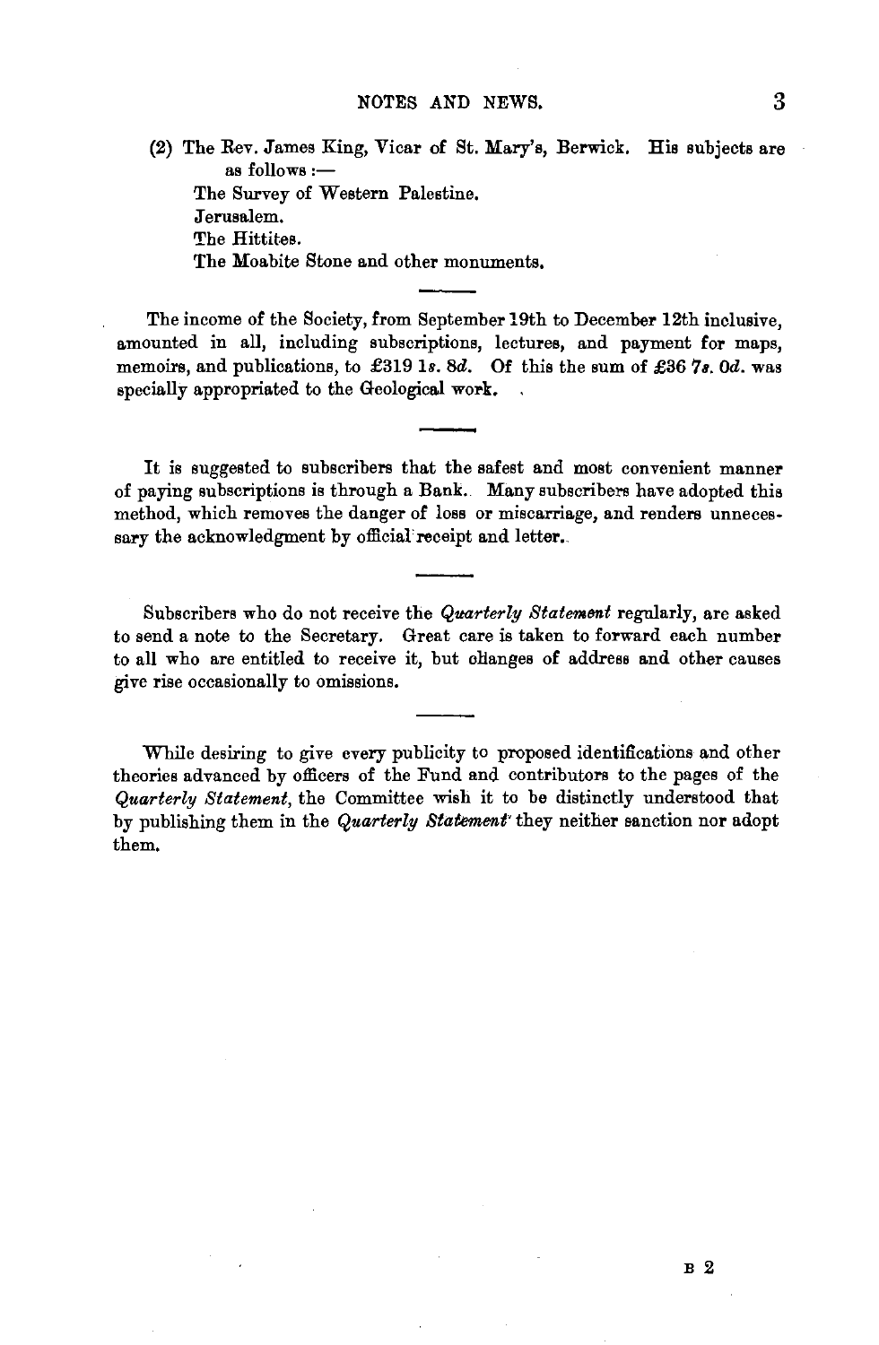(2) The Rev. James King, Vicar of St. Mary's, Berwick. His subjects are as follows :—

The Survey of Western Palestine.
Jerusalem.
The Hittites.
The Moabite Stone and other monuments.

---

The income of the Society, from September 19th to December 12th inclusive, amounted in all, including subscriptions, lectures, and payment for maps, memoirs, and publications, to £319 1*s.* 8*d.* Of this the sum of £36 7*s.* 0*d.* was specially appropriated to the Geological work.

---

It is suggested to subscribers that the safest and most convenient manner of paying subscriptions is through a Bank. Many subscribers have adopted this method, which removes the danger of loss or miscarriage, and renders unnecessary the acknowledgment by official receipt and letter.

---

Subscribers who do not receive the *Quarterly Statement* regularly, are asked to send a note to the Secretary. Great care is taken to forward each number to all who are entitled to receive it, but changes of address and other causes give rise occasionally to omissions.

---

While desiring to give every publicity to proposed identifications and other theories advanced by officers of the Fund and contributors to the pages of the *Quarterly Statement*, the Committee wish it to be distinctly understood that by publishing them in the *Quarterly Statement* they neither sanction nor adopt them.